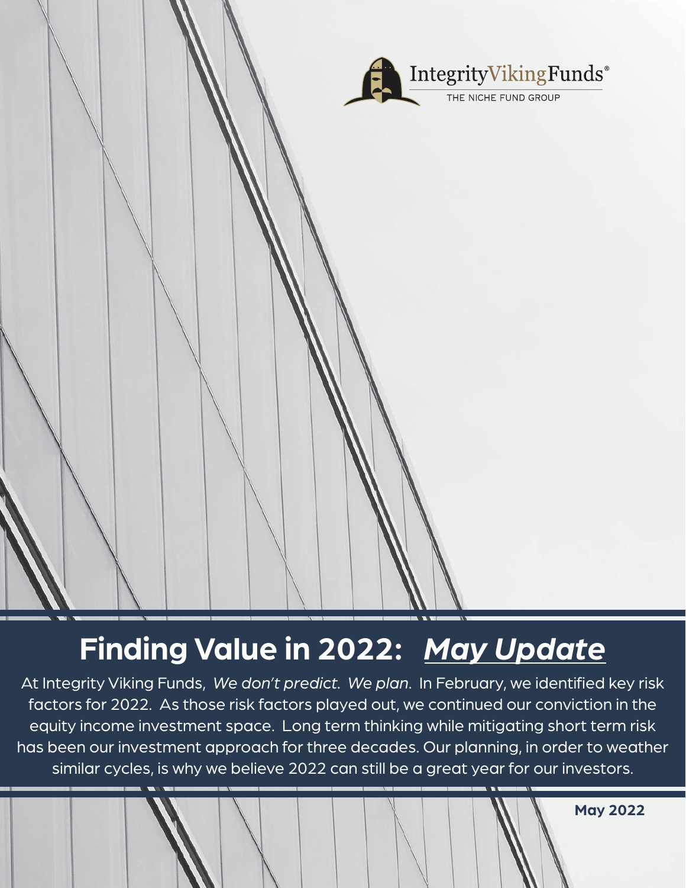IntegrityVikingFunds®

THE NICHE FUND GROUP

# Finding Value in 2022: *May Update*

At Integrity Viking Funds, *We don't predict. We plan.* In February, we identified key risk factors for 2022. As those risk factors played out, we continued our conviction in the equity income investment space. Long term thinking while mitigating short term risk has been our investment approach for three decades. Our planning, in order to weather similar cycles, is why we believe 2022 can still be a great year for our investors.

**May 2022**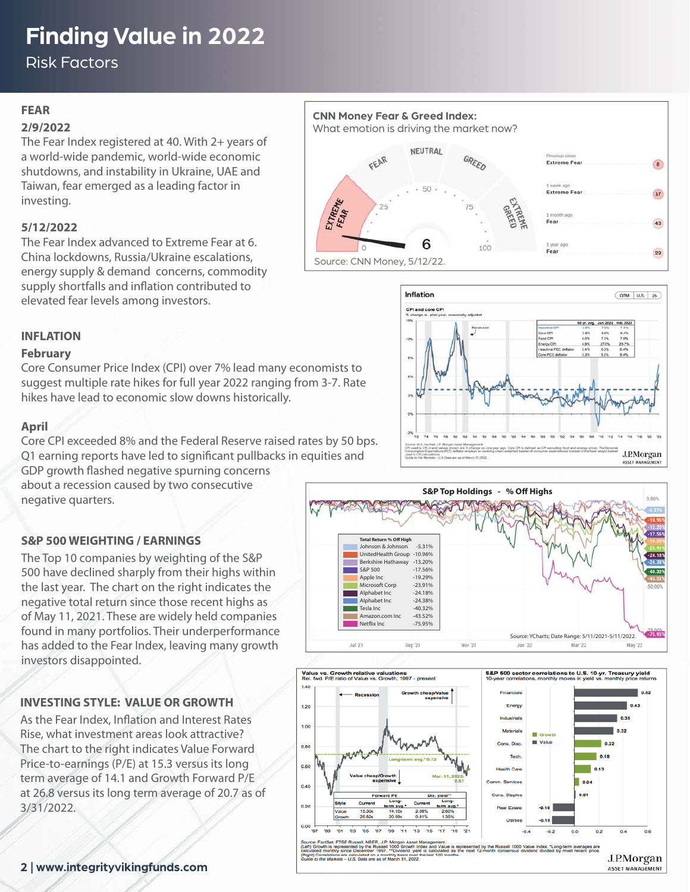# Finding Value in 2022

## Risk Factors

### FEAR

**2/9/2022**

The Fear Index registered at 40. With 2+ years of a world-wide pandemic, world-wide economic shutdowns, and instability in Ukraine, UAE and Taiwan, fear emerged as a leading factor in investing.

**5/12/2022**

The Fear Index advanced to Extreme Fear at 6. China lockdowns, Russia/Ukraine escalations, energy supply & demand concerns, commodity supply shortfalls and inflation contributed to elevated fear levels among investors.

**CNN Money Fear & Greed Index:**
What emotion is driving the market now?

| | Reading | Value |
|---|---|---|
| Now | Extreme Fear | 6 |
| Previous close | Extreme Fear | 8 |
| 1 week ago | Extreme Fear | 17 |
| 1 month ago | Fear | 43 |
| 1 year ago | Fear | 29 |

Source: CNN Money, 5/12/22.

### INFLATION

**February**

Core Consumer Price Index (CPI) over 7% lead many economists to suggest multiple rate hikes for full year 2022 ranging from 3-7. Rate hikes have lead to economic slow downs historically.

**April**

Core CPI exceeded 8% and the Federal Reserve raised rates by 50 bps. Q1 earning reports have led to significant pullbacks in equities and GDP growth flashed negative spurning concerns about a recession caused by two consecutive negative quarters.

**Inflation** — CPI and core CPI, % change vs. prior year, seasonally adjusted

| | 50-yr. avg. | Jan 2022 | Feb. 2022 |
|---|---|---|---|
| Headline CPI | 3.9% | 7.5% | 7.9% |
| Core CPI | 3.9% | 6.0% | 6.4% |
| Food CPI | 4.0% | 7.0% | 7.9% |
| Energy CPI | 4.8% | 27.0% | 25.7% |
| Headline PCE deflator | 3.4% | 6.0% | 6.4% |
| Core PCE deflator | 3.3% | 5.2% | 5.4% |

Source: J.P. Morgan Asset Management, Guide to the Markets – U.S. Data are as of March 31, 2022.

### S&P 500 WEIGHTING / EARNINGS

The Top 10 companies by weighting of the S&P 500 have declined sharply from their highs within the last year. The chart on the right indicates the negative total return since those recent highs as of May 11, 2021. These are widely held companies found in many portfolios. Their underperformance has added to the Fear Index, leaving many growth investors disappointed.

**S&P Top Holdings - % Off Highs**

| Total Return % Off High | |
|---|---|
| Johnson & Johnson | -5.31% |
| UnitedHealth Group | -10.96% |
| Berkshire Hathaway | -13.20% |
| S&P 500 | -17.56% |
| Apple Inc | -19.29% |
| Microsoft Corp | -23.91% |
| Alphabet Inc | -24.18% |
| Alphabet Inc | -24.38% |
| Tesla Inc | -40.32% |
| Amazon.com Inc | -43.52% |
| Netflix Inc | -75.95% |

Source: YCharts; Date Range: 5/11/2021-5/11/2022.

### INVESTING STYLE: VALUE OR GROWTH

As the Fear Index, Inflation and Interest Rates Rise, what investment areas look attractive? The chart to the right indicates Value Forward Price-to-earnings (P/E) at 15.3 versus its long term average of 14.1 and Growth Forward P/E at 26.8 versus its long term average of 20.7 as of 3/31/2022.

**Value vs. Growth relative valuations** — Rel. fwd. P/E ratio of Value vs. Growth, 1997 - present (Long-term avg.: 0.72; Mar. 31, 2022: 0.57)

| Style | Forward P/E Current | Forward P/E Long-term avg.* | Div. yield** Current | Div. yield** Long-term avg.* |
|---|---|---|---|---|
| Value | 15.30x | 14.10x | 2.08% | 2.60% |
| Growth | 26.82x | 20.69x | 0.81% | 1.35% |

**S&P 500 sector correlations to U.S. 10-yr. Treasury yield** — 10-year correlations, monthly moves in yield vs. monthly price returns

| Sector | Correlation |
|---|---|
| Financials | 0.52 |
| Energy | 0.43 |
| Industrials | 0.35 |
| Materials | 0.32 |
| Cons. Disc. | 0.22 |
| Tech. | 0.18 |
| Health Care | 0.13 |
| Comm. Services | 0.04 |
| Cons. Staples | 0.01 |
| Real Estate | -0.10 |
| Utilities | -0.19 |

Source: FactSet, FTSE Russell, NBER, J.P. Morgan Asset Management. (Left) Growth is represented by the Russell 1000 Growth Index and Value is represented by the Russell 1000 Value Index. *Long-term averages are calculated monthly since December 1997. **Dividend yield is calculated as the next 12-month consensus dividend divided by most recent price. (Right) Correlations are calculated on a monthly basis over the last 120 months. Guide to the Markets – U.S. Data are as of March 31, 2022.

www.integrityvikingfunds.com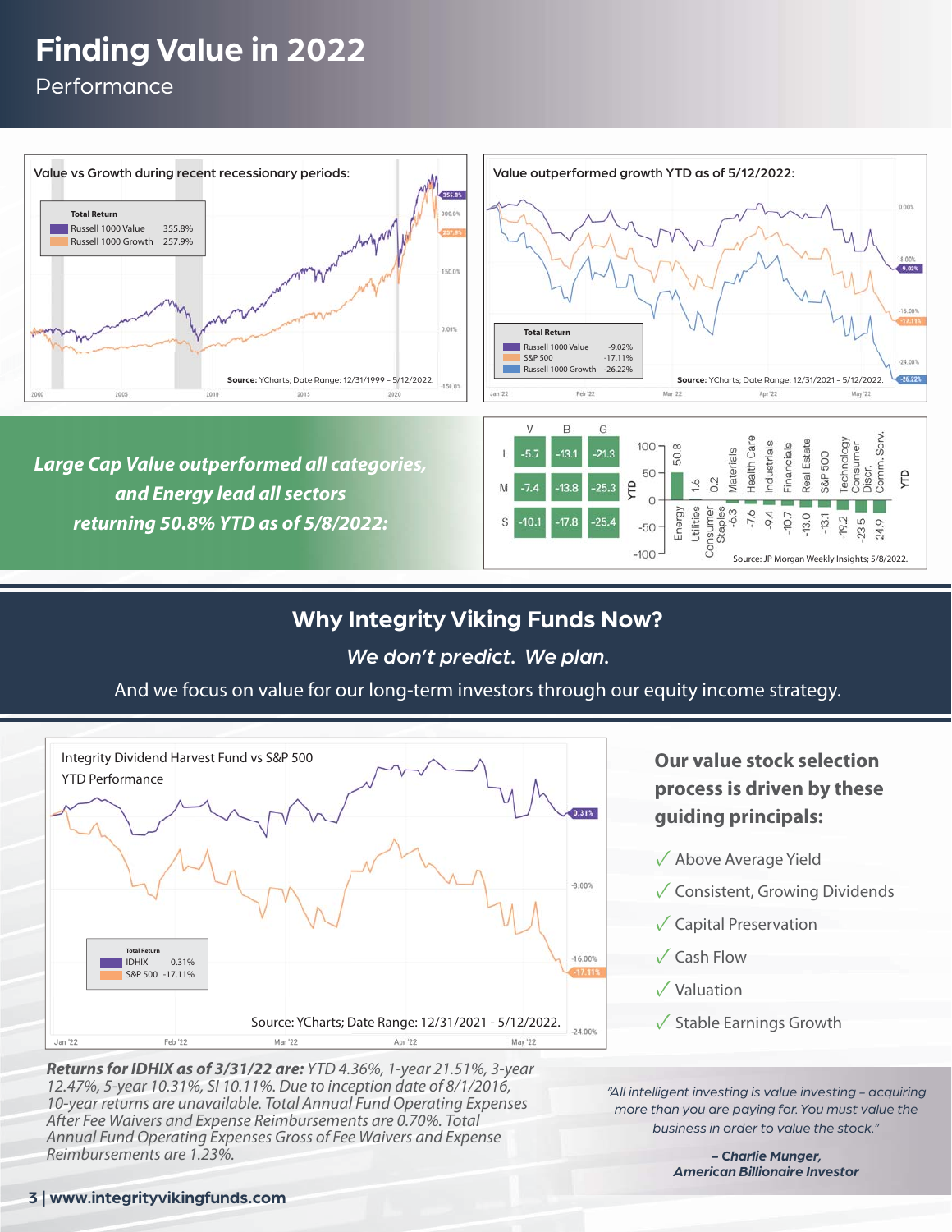# Finding Value in 2022

## Performance

**Value vs Growth during recent recessionary periods:**

| Total Return | |
|---|---|
| Russell 1000 Value | 355.8% |
| Russell 1000 Growth | 257.9% |

Source: YCharts; Date Range: 12/31/1999 – 5/12/2022.

**Value outperformed growth YTD as of 5/12/2022:**

| Total Return | |
|---|---|
| Russell 1000 Value | -9.02% |
| S&P 500 | -17.11% |
| Russell 1000 Growth | -26.22% |

Source: YCharts; Date Range: 12/31/2021 – 5/12/2022.

***Large Cap Value outperformed all categories, and Energy lead all sectors returning 50.8% YTD as of 5/8/2022:***

| | V | B | G |
|---|---|---|---|
| L | -5.7 | -13.1 | -21.3 |
| M | -7.4 | -13.8 | -25.3 |
| S | -10.1 | -17.8 | -25.4 |

| Sector | YTD |
|---|---|
| Energy | 50.8 |
| Utilities | 1.6 |
| Consumer Staples | 0.2 |
| Materials | -6.3 |
| Health Care | -7.6 |
| Industrials | -9.4 |
| Financials | -10.7 |
| Real Estate | -13.0 |
| S&P 500 | -13.1 |
| Technology | -19.2 |
| Consumer Discr. | -23.5 |
| Comm. Serv. | -24.9 |

Source: JP Morgan Weekly Insights; 5/8/2022.

## Why Integrity Viking Funds Now?

*We don't predict. We plan.*

And we focus on value for our long-term investors through our equity income strategy.

**Integrity Dividend Harvest Fund vs S&P 500 YTD Performance**

| Total Return | |
|---|---|
| IDHIX | 0.31% |
| S&P 500 | -17.11% |

Source: YCharts; Date Range: 12/31/2021 - 5/12/2022.

***Returns for IDHIX as of 3/31/22 are:*** *YTD 4.36%, 1-year 21.51%, 3-year 12.47%, 5-year 10.31%, SI 10.11%. Due to inception date of 8/1/2016, 10-year returns are unavailable. Total Annual Fund Operating Expenses After Fee Waivers and Expense Reimbursements are 0.70%. Total Annual Fund Operating Expenses Gross of Fee Waivers and Expense Reimbursements are 1.23%.*

### Our value stock selection process is driven by these guiding principals:

- ✓ Above Average Yield
- ✓ Consistent, Growing Dividends
- ✓ Capital Preservation
- ✓ Cash Flow
- ✓ Valuation
- ✓ Stable Earnings Growth

*"All intelligent investing is value investing – acquiring more than you are paying for. You must value the business in order to value the stock."*

***– Charlie Munger, American Billionaire Investor***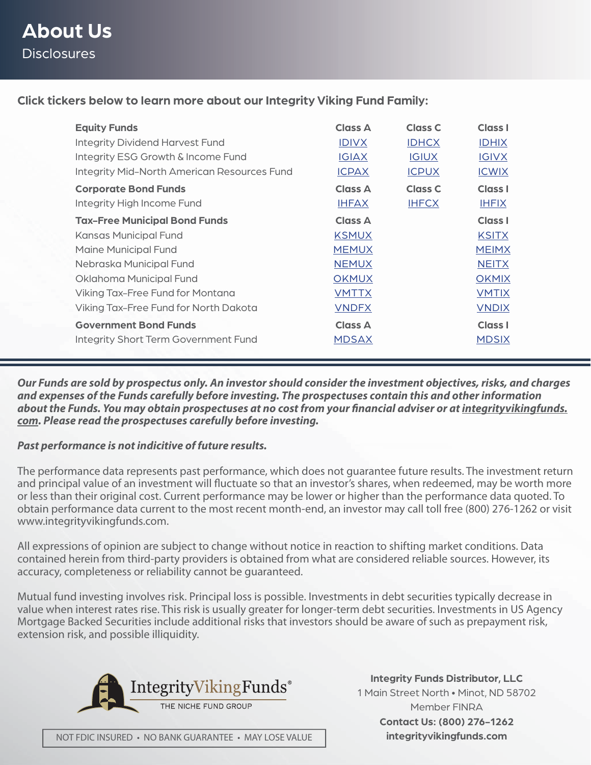# About Us

## Disclosures

**Click tickers below to learn more about our Integrity Viking Fund Family:**

| **Equity Funds** | **Class A** | **Class C** | **Class I** |
|---|---|---|---|
| Integrity Dividend Harvest Fund | IDIVX | IDHCX | IDHIX |
| Integrity ESG Growth & Income Fund | IGIAX | IGIUX | IGIVX |
| Integrity Mid-North American Resources Fund | ICPAX | ICPUX | ICWIX |
| **Corporate Bond Funds** | **Class A** | **Class C** | **Class I** |
| Integrity High Income Fund | IHFAX | IHFCX | IHFIX |
| **Tax-Free Municipal Bond Funds** | **Class A** | | **Class I** |
| Kansas Municipal Fund | KSMUX | | KSITX |
| Maine Municipal Fund | MEMUX | | MEIMX |
| Nebraska Municipal Fund | NEMUX | | NEITX |
| Oklahoma Municipal Fund | OKMUX | | OKMIX |
| Viking Tax-Free Fund for Montana | VMTTX | | VMTIX |
| Viking Tax-Free Fund for North Dakota | VNDFX | | VNDIX |
| **Government Bond Funds** | **Class A** | | **Class I** |
| Integrity Short Term Government Fund | MDSAX | | MDSIX |

***Our Funds are sold by prospectus only. An investor should consider the investment objectives, risks, and charges and expenses of the Funds carefully before investing. The prospectuses contain this and other information about the Funds. You may obtain prospectuses at no cost from your financial adviser or at integrityvikingfunds.com. Please read the prospectuses carefully before investing.***

***Past performance is not indicitive of future results.***

The performance data represents past performance, which does not guarantee future results. The investment return and principal value of an investment will fluctuate so that an investor's shares, when redeemed, may be worth more or less than their original cost. Current performance may be lower or higher than the performance data quoted. To obtain performance data current to the most recent month-end, an investor may call toll free (800) 276-1262 or visit www.integrityvikingfunds.com.

All expressions of opinion are subject to change without notice in reaction to shifting market conditions. Data contained herein from third-party providers is obtained from what are considered reliable sources. However, its accuracy, completeness or reliability cannot be guaranteed.

Mutual fund investing involves risk. Principal loss is possible. Investments in debt securities typically decrease in value when interest rates rise. This risk is usually greater for longer-term debt securities. Investments in US Agency Mortgage Backed Securities include additional risks that investors should be aware of such as prepayment risk, extension risk, and possible illiquidity.

IntegrityVikingFunds®
THE NICHE FUND GROUP

NOT FDIC INSURED • NO BANK GUARANTEE • MAY LOSE VALUE

**Integrity Funds Distributor, LLC**
1 Main Street North • Minot, ND 58702
Member FINRA
**Contact Us: (800) 276-1262**
**integrityvikingfunds.com**